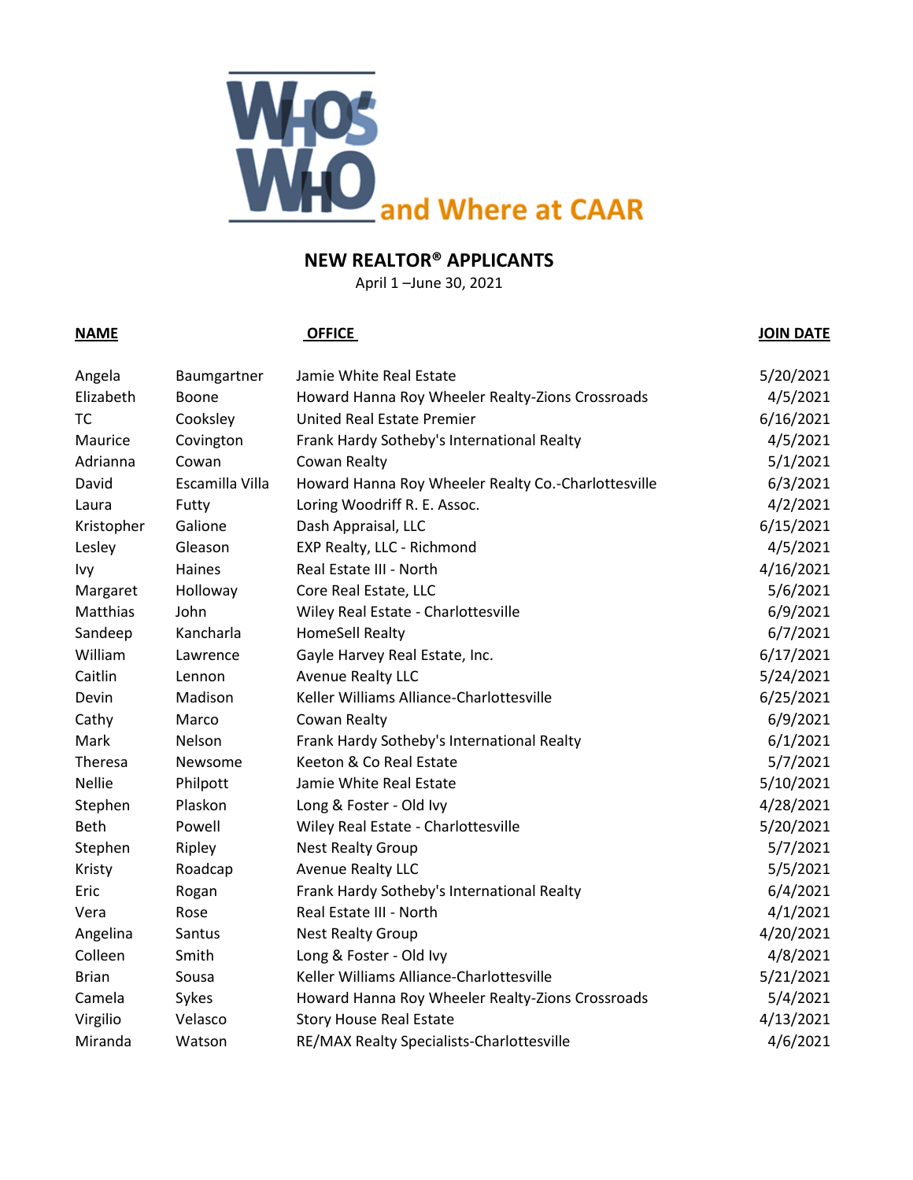# WHO'S WHO and Where at CAAR

## NEW REALTOR® APPLICANTS

April 1 –June 30, 2021

| NAME | | OFFICE | JOIN DATE |
|---|---|---|---|
| Angela | Baumgartner | Jamie White Real Estate | 5/20/2021 |
| Elizabeth | Boone | Howard Hanna Roy Wheeler Realty-Zions Crossroads | 4/5/2021 |
| TC | Cooksley | United Real Estate Premier | 6/16/2021 |
| Maurice | Covington | Frank Hardy Sotheby's International Realty | 4/5/2021 |
| Adrianna | Cowan | Cowan Realty | 5/1/2021 |
| David | Escamilla Villa | Howard Hanna Roy Wheeler Realty Co.-Charlottesville | 6/3/2021 |
| Laura | Futty | Loring Woodriff R. E. Assoc. | 4/2/2021 |
| Kristopher | Galione | Dash Appraisal, LLC | 6/15/2021 |
| Lesley | Gleason | EXP Realty, LLC - Richmond | 4/5/2021 |
| Ivy | Haines | Real Estate III - North | 4/16/2021 |
| Margaret | Holloway | Core Real Estate, LLC | 5/6/2021 |
| Matthias | John | Wiley Real Estate - Charlottesville | 6/9/2021 |
| Sandeep | Kancharla | HomeSell Realty | 6/7/2021 |
| William | Lawrence | Gayle Harvey Real Estate, Inc. | 6/17/2021 |
| Caitlin | Lennon | Avenue Realty LLC | 5/24/2021 |
| Devin | Madison | Keller Williams Alliance-Charlottesville | 6/25/2021 |
| Cathy | Marco | Cowan Realty | 6/9/2021 |
| Mark | Nelson | Frank Hardy Sotheby's International Realty | 6/1/2021 |
| Theresa | Newsome | Keeton & Co Real Estate | 5/7/2021 |
| Nellie | Philpott | Jamie White Real Estate | 5/10/2021 |
| Stephen | Plaskon | Long & Foster - Old Ivy | 4/28/2021 |
| Beth | Powell | Wiley Real Estate - Charlottesville | 5/20/2021 |
| Stephen | Ripley | Nest Realty Group | 5/7/2021 |
| Kristy | Roadcap | Avenue Realty LLC | 5/5/2021 |
| Eric | Rogan | Frank Hardy Sotheby's International Realty | 6/4/2021 |
| Vera | Rose | Real Estate III - North | 4/1/2021 |
| Angelina | Santus | Nest Realty Group | 4/20/2021 |
| Colleen | Smith | Long & Foster - Old Ivy | 4/8/2021 |
| Brian | Sousa | Keller Williams Alliance-Charlottesville | 5/21/2021 |
| Camela | Sykes | Howard Hanna Roy Wheeler Realty-Zions Crossroads | 5/4/2021 |
| Virgilio | Velasco | Story House Real Estate | 4/13/2021 |
| Miranda | Watson | RE/MAX Realty Specialists-Charlottesville | 4/6/2021 |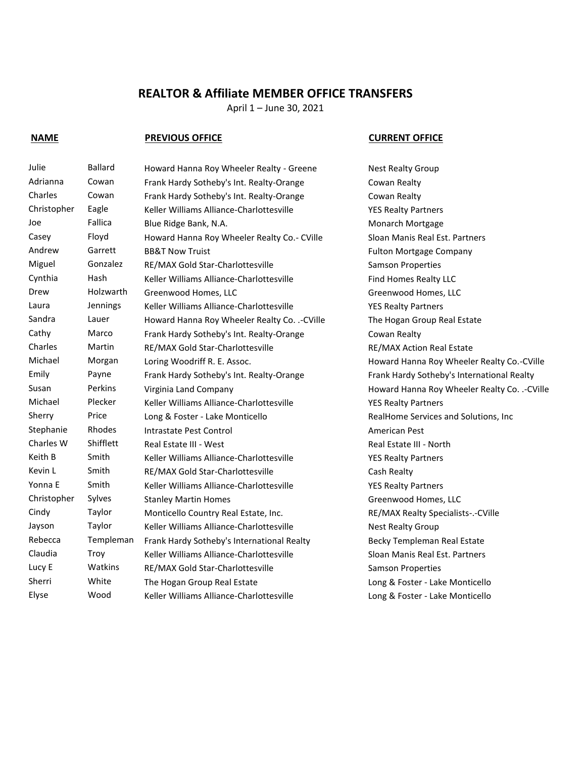## REALTOR & Affiliate MEMBER OFFICE TRANSFERS

April 1 – June 30, 2021

| NAME | | PREVIOUS OFFICE | CURRENT OFFICE |
|---|---|---|---|
| Julie | Ballard | Howard Hanna Roy Wheeler Realty - Greene | Nest Realty Group |
| Adrianna | Cowan | Frank Hardy Sotheby's Int. Realty-Orange | Cowan Realty |
| Charles | Cowan | Frank Hardy Sotheby's Int. Realty-Orange | Cowan Realty |
| Christopher | Eagle | Keller Williams Alliance-Charlottesville | YES Realty Partners |
| Joe | Fallica | Blue Ridge Bank, N.A. | Monarch Mortgage |
| Casey | Floyd | Howard Hanna Roy Wheeler Realty Co.- CVille | Sloan Manis Real Est. Partners |
| Andrew | Garrett | BB&T Now Truist | Fulton Mortgage Company |
| Miguel | Gonzalez | RE/MAX Gold Star-Charlottesville | Samson Properties |
| Cynthia | Hash | Keller Williams Alliance-Charlottesville | Find Homes Realty LLC |
| Drew | Holzwarth | Greenwood Homes, LLC | Greenwood Homes, LLC |
| Laura | Jennings | Keller Williams Alliance-Charlottesville | YES Realty Partners |
| Sandra | Lauer | Howard Hanna Roy Wheeler Realty Co. .-CVille | The Hogan Group Real Estate |
| Cathy | Marco | Frank Hardy Sotheby's Int. Realty-Orange | Cowan Realty |
| Charles | Martin | RE/MAX Gold Star-Charlottesville | RE/MAX Action Real Estate |
| Michael | Morgan | Loring Woodriff R. E. Assoc. | Howard Hanna Roy Wheeler Realty Co.-CVille |
| Emily | Payne | Frank Hardy Sotheby's Int. Realty-Orange | Frank Hardy Sotheby's International Realty |
| Susan | Perkins | Virginia Land Company | Howard Hanna Roy Wheeler Realty Co. .-CVille |
| Michael | Plecker | Keller Williams Alliance-Charlottesville | YES Realty Partners |
| Sherry | Price | Long & Foster - Lake Monticello | RealHome Services and Solutions, Inc |
| Stephanie | Rhodes | Intrastate Pest Control | American Pest |
| Charles W | Shifflett | Real Estate III - West | Real Estate III - North |
| Keith B | Smith | Keller Williams Alliance-Charlottesville | YES Realty Partners |
| Kevin L | Smith | RE/MAX Gold Star-Charlottesville | Cash Realty |
| Yonna E | Smith | Keller Williams Alliance-Charlottesville | YES Realty Partners |
| Christopher | Sylves | Stanley Martin Homes | Greenwood Homes, LLC |
| Cindy | Taylor | Monticello Country Real Estate, Inc. | RE/MAX Realty Specialists-.-CVille |
| Jayson | Taylor | Keller Williams Alliance-Charlottesville | Nest Realty Group |
| Rebecca | Templeman | Frank Hardy Sotheby's International Realty | Becky Templeman Real Estate |
| Claudia | Troy | Keller Williams Alliance-Charlottesville | Sloan Manis Real Est. Partners |
| Lucy E | Watkins | RE/MAX Gold Star-Charlottesville | Samson Properties |
| Sherri | White | The Hogan Group Real Estate | Long & Foster - Lake Monticello |
| Elyse | Wood | Keller Williams Alliance-Charlottesville | Long & Foster - Lake Monticello |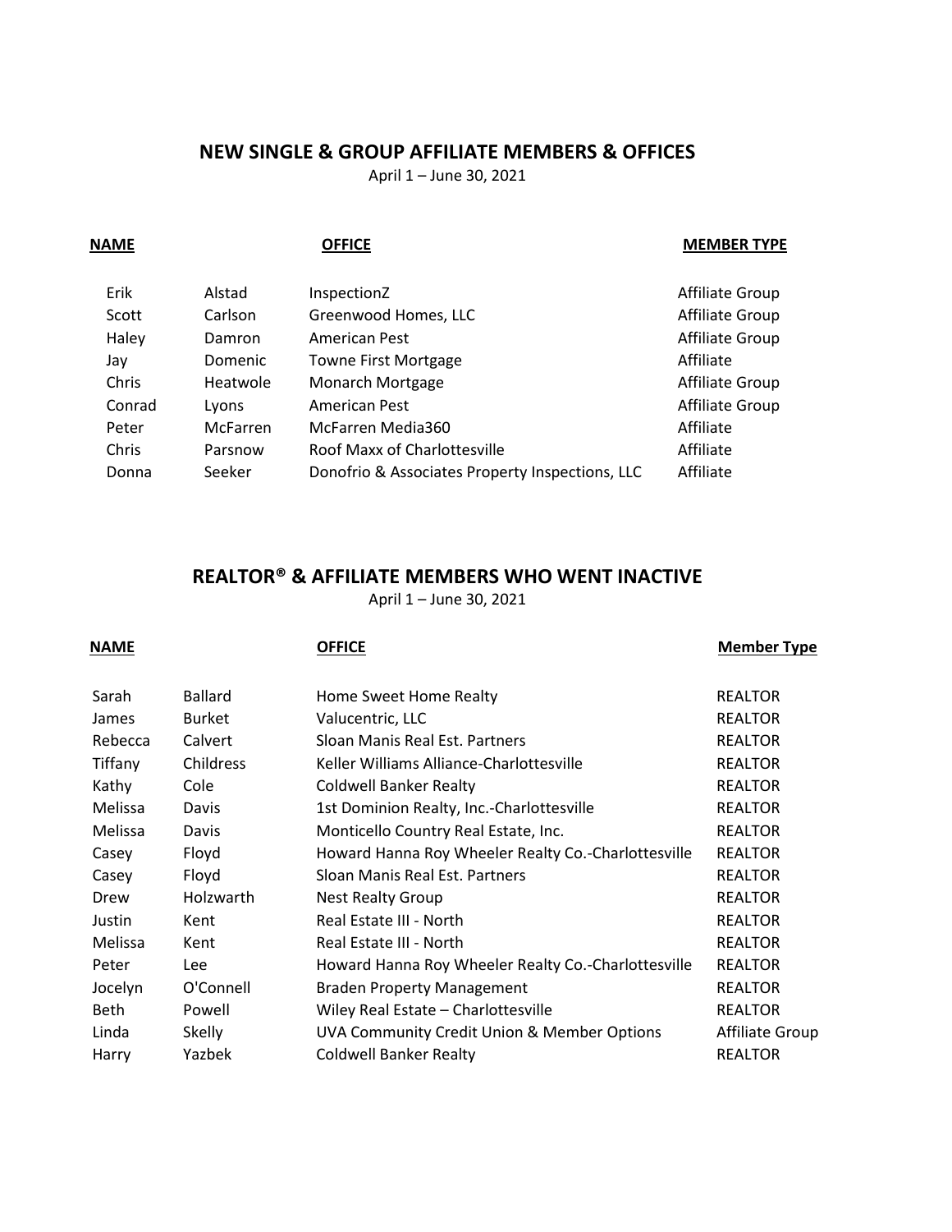## NEW SINGLE & GROUP AFFILIATE MEMBERS & OFFICES

April 1 – June 30, 2021

| NAME | | OFFICE | MEMBER TYPE |
|---|---|---|---|
| Erik | Alstad | InspectionZ | Affiliate Group |
| Scott | Carlson | Greenwood Homes, LLC | Affiliate Group |
| Haley | Damron | American Pest | Affiliate Group |
| Jay | Domenic | Towne First Mortgage | Affiliate |
| Chris | Heatwole | Monarch Mortgage | Affiliate Group |
| Conrad | Lyons | American Pest | Affiliate Group |
| Peter | McFarren | McFarren Media360 | Affiliate |
| Chris | Parsnow | Roof Maxx of Charlottesville | Affiliate |
| Donna | Seeker | Donofrio & Associates Property Inspections, LLC | Affiliate |

## REALTOR® & AFFILIATE MEMBERS WHO WENT INACTIVE

April 1 – June 30, 2021

| NAME | | OFFICE | Member Type |
|---|---|---|---|
| Sarah | Ballard | Home Sweet Home Realty | REALTOR |
| James | Burket | Valucentric, LLC | REALTOR |
| Rebecca | Calvert | Sloan Manis Real Est. Partners | REALTOR |
| Tiffany | Childress | Keller Williams Alliance-Charlottesville | REALTOR |
| Kathy | Cole | Coldwell Banker Realty | REALTOR |
| Melissa | Davis | 1st Dominion Realty, Inc.-Charlottesville | REALTOR |
| Melissa | Davis | Monticello Country Real Estate, Inc. | REALTOR |
| Casey | Floyd | Howard Hanna Roy Wheeler Realty Co.-Charlottesville | REALTOR |
| Casey | Floyd | Sloan Manis Real Est. Partners | REALTOR |
| Drew | Holzwarth | Nest Realty Group | REALTOR |
| Justin | Kent | Real Estate III - North | REALTOR |
| Melissa | Kent | Real Estate III - North | REALTOR |
| Peter | Lee | Howard Hanna Roy Wheeler Realty Co.-Charlottesville | REALTOR |
| Jocelyn | O'Connell | Braden Property Management | REALTOR |
| Beth | Powell | Wiley Real Estate – Charlottesville | REALTOR |
| Linda | Skelly | UVA Community Credit Union & Member Options | Affiliate Group |
| Harry | Yazbek | Coldwell Banker Realty | REALTOR |